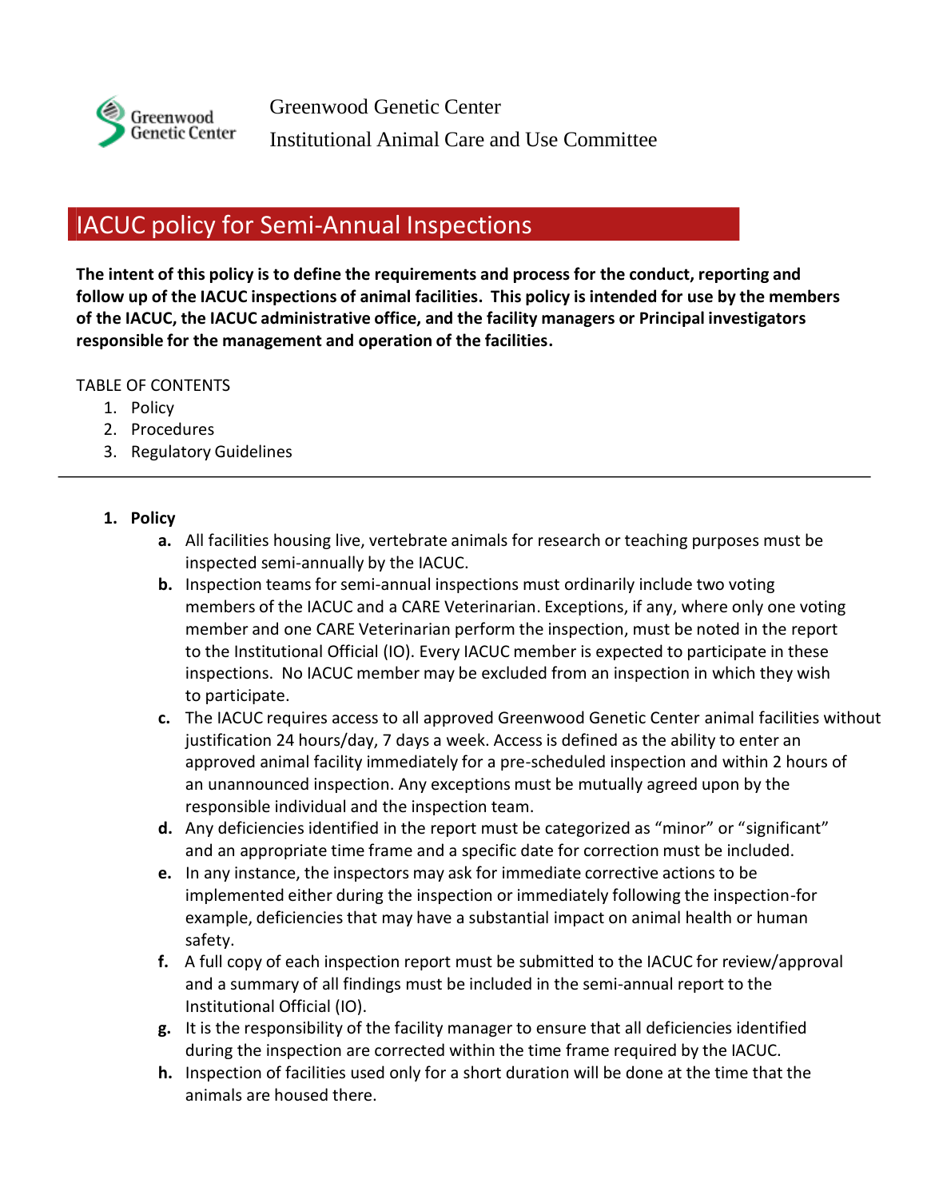Greenwood Genetic Center

Institutional Animal Care and Use Committee

# IACUC policy for Semi-Annual Inspections

**The intent of this policy is to define the requirements and process for the conduct, reporting and follow up of the IACUC inspections of animal facilities. This policy is intended for use by the members of the IACUC, the IACUC administrative office, and the facility managers or Principal investigators responsible for the management and operation of the facilities.**

TABLE OF CONTENTS

1. Policy
2. Procedures
3. Regulatory Guidelines

---

## 1. Policy

- **a.** All facilities housing live, vertebrate animals for research or teaching purposes must be inspected semi-annually by the IACUC.
- **b.** Inspection teams for semi-annual inspections must ordinarily include two voting members of the IACUC and a CARE Veterinarian. Exceptions, if any, where only one voting member and one CARE Veterinarian perform the inspection, must be noted in the report to the Institutional Official (IO). Every IACUC member is expected to participate in these inspections. No IACUC member may be excluded from an inspection in which they wish to participate.
- **c.** The IACUC requires access to all approved Greenwood Genetic Center animal facilities without justification 24 hours/day, 7 days a week. Access is defined as the ability to enter an approved animal facility immediately for a pre-scheduled inspection and within 2 hours of an unannounced inspection. Any exceptions must be mutually agreed upon by the responsible individual and the inspection team.
- **d.** Any deficiencies identified in the report must be categorized as "minor" or "significant" and an appropriate time frame and a specific date for correction must be included.
- **e.** In any instance, the inspectors may ask for immediate corrective actions to be implemented either during the inspection or immediately following the inspection-for example, deficiencies that may have a substantial impact on animal health or human safety.
- **f.** A full copy of each inspection report must be submitted to the IACUC for review/approval and a summary of all findings must be included in the semi-annual report to the Institutional Official (IO).
- **g.** It is the responsibility of the facility manager to ensure that all deficiencies identified during the inspection are corrected within the time frame required by the IACUC.
- **h.** Inspection of facilities used only for a short duration will be done at the time that the animals are housed there.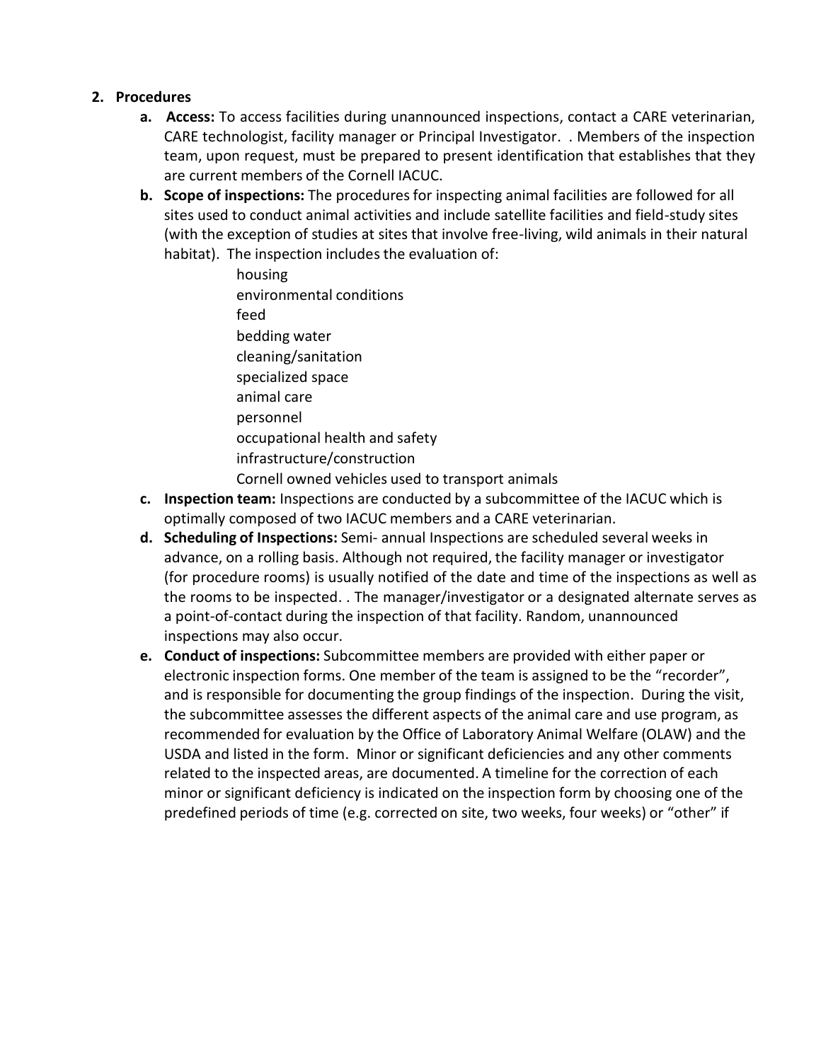2. **Procedures**
   a. **Access:** To access facilities during unannounced inspections, contact a CARE veterinarian, CARE technologist, facility manager or Principal Investigator. . Members of the inspection team, upon request, must be prepared to present identification that establishes that they are current members of the Cornell IACUC.
   b. **Scope of inspections:** The procedures for inspecting animal facilities are followed for all sites used to conduct animal activities and include satellite facilities and field-study sites (with the exception of studies at sites that involve free-living, wild animals in their natural habitat). The inspection includes the evaluation of:
      - housing
      - environmental conditions
      - feed
      - bedding water
      - cleaning/sanitation
      - specialized space
      - animal care
      - personnel
      - occupational health and safety
      - infrastructure/construction
      - Cornell owned vehicles used to transport animals
   c. **Inspection team:** Inspections are conducted by a subcommittee of the IACUC which is optimally composed of two IACUC members and a CARE veterinarian.
   d. **Scheduling of Inspections:** Semi- annual Inspections are scheduled several weeks in advance, on a rolling basis. Although not required, the facility manager or investigator (for procedure rooms) is usually notified of the date and time of the inspections as well as the rooms to be inspected. . The manager/investigator or a designated alternate serves as a point-of-contact during the inspection of that facility. Random, unannounced inspections may also occur.
   e. **Conduct of inspections:** Subcommittee members are provided with either paper or electronic inspection forms. One member of the team is assigned to be the "recorder", and is responsible for documenting the group findings of the inspection. During the visit, the subcommittee assesses the different aspects of the animal care and use program, as recommended for evaluation by the Office of Laboratory Animal Welfare (OLAW) and the USDA and listed in the form. Minor or significant deficiencies and any other comments related to the inspected areas, are documented. A timeline for the correction of each minor or significant deficiency is indicated on the inspection form by choosing one of the predefined periods of time (e.g. corrected on site, two weeks, four weeks) or "other" if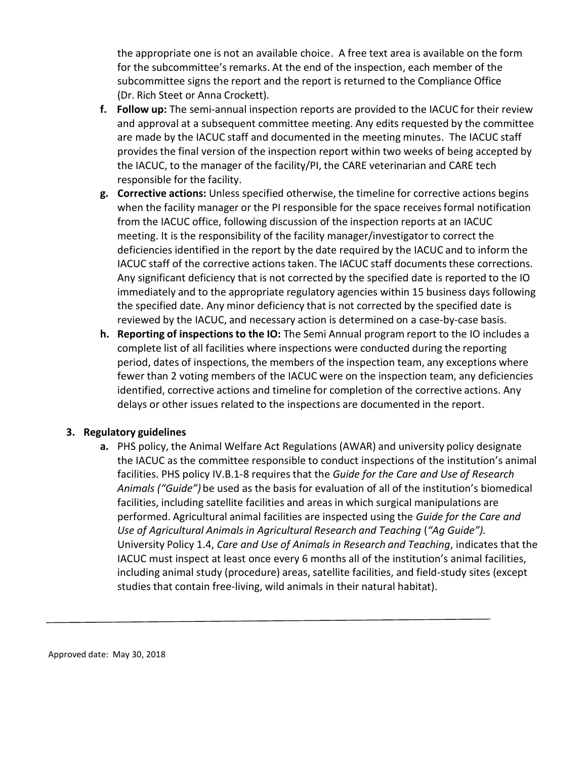the appropriate one is not an available choice. A free text area is available on the form for the subcommittee's remarks. At the end of the inspection, each member of the subcommittee signs the report and the report is returned to the Compliance Office (Dr. Rich Steet or Anna Crockett).

f. **Follow up:** The semi-annual inspection reports are provided to the IACUC for their review and approval at a subsequent committee meeting. Any edits requested by the committee are made by the IACUC staff and documented in the meeting minutes. The IACUC staff provides the final version of the inspection report within two weeks of being accepted by the IACUC, to the manager of the facility/PI, the CARE veterinarian and CARE tech responsible for the facility.

g. **Corrective actions:** Unless specified otherwise, the timeline for corrective actions begins when the facility manager or the PI responsible for the space receives formal notification from the IACUC office, following discussion of the inspection reports at an IACUC meeting. It is the responsibility of the facility manager/investigator to correct the deficiencies identified in the report by the date required by the IACUC and to inform the IACUC staff of the corrective actions taken. The IACUC staff documents these corrections. Any significant deficiency that is not corrected by the specified date is reported to the IO immediately and to the appropriate regulatory agencies within 15 business days following the specified date. Any minor deficiency that is not corrected by the specified date is reviewed by the IACUC, and necessary action is determined on a case-by-case basis.

h. **Reporting of inspections to the IO:** The Semi Annual program report to the IO includes a complete list of all facilities where inspections were conducted during the reporting period, dates of inspections, the members of the inspection team, any exceptions where fewer than 2 voting members of the IACUC were on the inspection team, any deficiencies identified, corrective actions and timeline for completion of the corrective actions. Any delays or other issues related to the inspections are documented in the report.

**3. Regulatory guidelines**

a. PHS policy, the Animal Welfare Act Regulations (AWAR) and university policy designate the IACUC as the committee responsible to conduct inspections of the institution's animal facilities. PHS policy IV.B.1-8 requires that the *Guide for the Care and Use of Research Animals ("Guide")* be used as the basis for evaluation of all of the institution's biomedical facilities, including satellite facilities and areas in which surgical manipulations are performed. Agricultural animal facilities are inspected using the *Guide for the Care and Use of Agricultural Animals in Agricultural Research and Teaching ("Ag Guide").* University Policy 1.4, *Care and Use of Animals in Research and Teaching*, indicates that the IACUC must inspect at least once every 6 months all of the institution's animal facilities, including animal study (procedure) areas, satellite facilities, and field-study sites (except studies that contain free-living, wild animals in their natural habitat).

Approved date: May 30, 2018